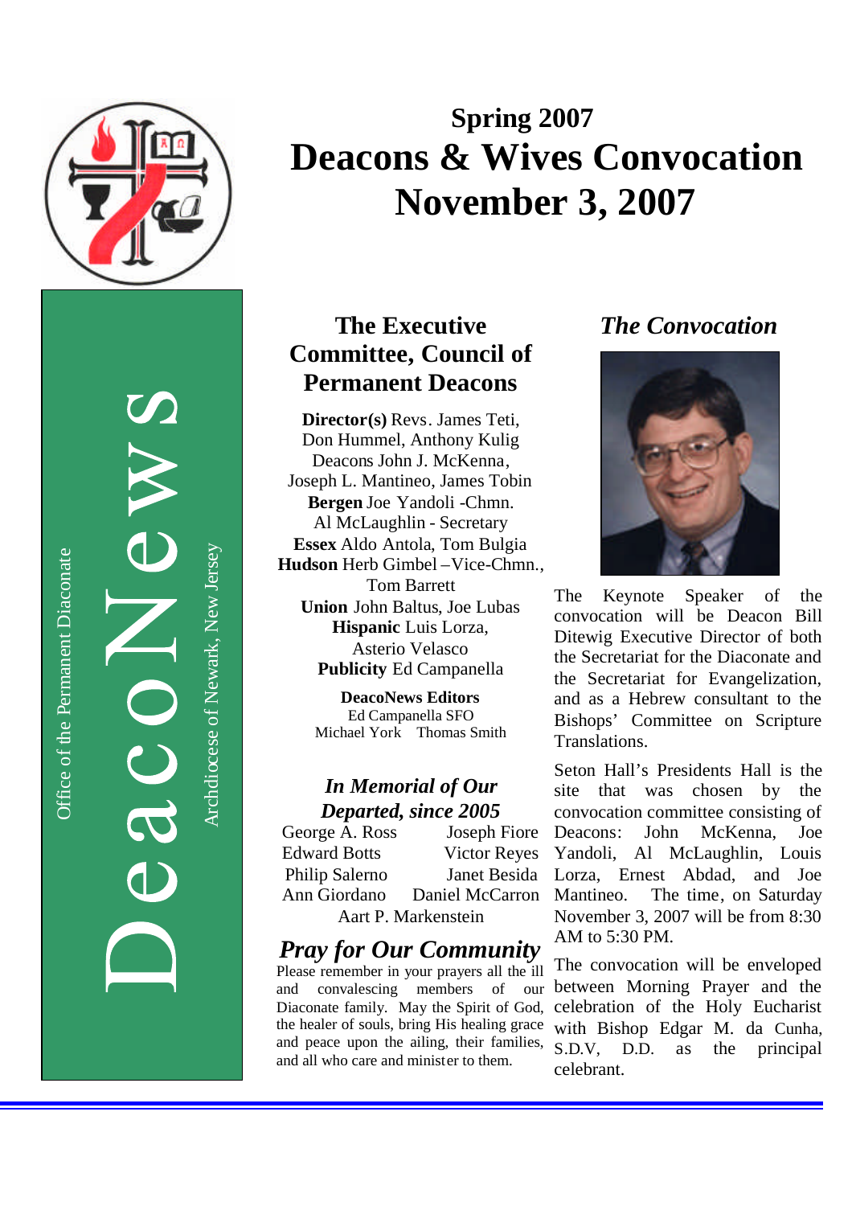Office of the Permanent Diaconate

# DeacoNews

Archdiocese of Newark, New Jersey

# Spring 2007
# Deacons & Wives Convocation November 3, 2007

## The Executive Committee, Council of Permanent Deacons

**Director(s)** Revs. James Teti, Don Hummel, Anthony Kulig
Deacons John J. McKenna, Joseph L. Mantineo, James Tobin
**Bergen** Joe Yandoli -Chmn.
Al McLaughlin - Secretary
**Essex** Aldo Antola, Tom Bulgia
**Hudson** Herb Gimbel –Vice-Chmn., Tom Barrett
**Union** John Baltus, Joe Lubas
**Hispanic** Luis Lorza, Asterio Velasco
**Publicity** Ed Campanella

**DeacoNews Editors**
Ed Campanella SFO
Michael York Thomas Smith

### *In Memorial of Our Departed, since 2005*

George A. Ross
Joseph Fiore
Edward Botts
Victor Reyes
Philip Salerno
Janet Besida
Ann Giordano
Daniel McCarron
Aart P. Markenstein

## *Pray for Our Community*

Please remember in your prayers all the ill and convalescing members of our Diaconate family. May the Spirit of God, the healer of souls, bring His healing grace and peace upon the ailing, their families, and all who care and minister to them.

## *The Convocation*

The Keynote Speaker of the convocation will be Deacon Bill Ditewig Executive Director of both the Secretariat for the Diaconate and the Secretariat for Evangelization, and as a Hebrew consultant to the Bishops' Committee on Scripture Translations.

Seton Hall's Presidents Hall is the site that was chosen by the convocation committee consisting of Deacons: John McKenna, Joe Yandoli, Al McLaughlin, Louis Lorza, Ernest Abdad, and Joe Mantineo. The time, on Saturday November 3, 2007 will be from 8:30 AM to 5:30 PM.

The convocation will be enveloped between Morning Prayer and the celebration of the Holy Eucharist with Bishop Edgar M. da Cunha, S.D.V, D.D. as the principal celebrant.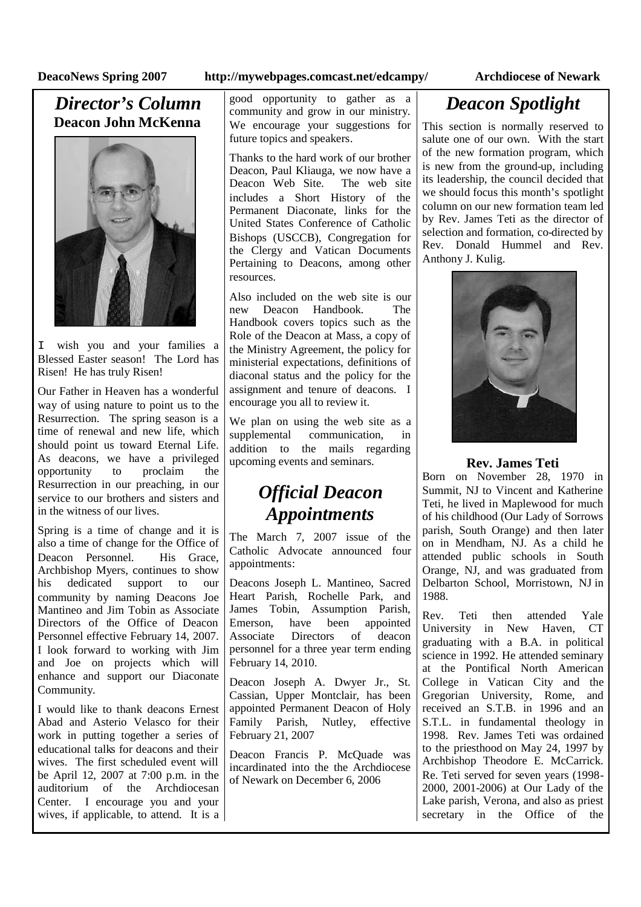## *Director's Column*

### Deacon John McKenna

I wish you and your families a Blessed Easter season! The Lord has Risen! He has truly Risen!

Our Father in Heaven has a wonderful way of using nature to point us to the Resurrection. The spring season is a time of renewal and new life, which should point us toward Eternal Life. As deacons, we have a privileged opportunity to proclaim the Resurrection in our preaching, in our service to our brothers and sisters and in the witness of our lives.

Spring is a time of change and it is also a time of change for the Office of Deacon Personnel. His Grace, Archbishop Myers, continues to show his dedicated support to our community by naming Deacons Joe Mantineo and Jim Tobin as Associate Directors of the Office of Deacon Personnel effective February 14, 2007. I look forward to working with Jim and Joe on projects which will enhance and support our Diaconate Community.

I would like to thank deacons Ernest Abad and Asterio Velasco for their work in putting together a series of educational talks for deacons and their wives. The first scheduled event will be April 12, 2007 at 7:00 p.m. in the auditorium of the Archdiocesan Center. I encourage you and your wives, if applicable, to attend. It is a good opportunity to gather as a community and grow in our ministry. We encourage your suggestions for future topics and speakers.

Thanks to the hard work of our brother Deacon, Paul Kliauga, we now have a Deacon Web Site. The web site includes a Short History of the Permanent Diaconate, links for the United States Conference of Catholic Bishops (USCCB), Congregation for the Clergy and Vatican Documents Pertaining to Deacons, among other resources.

Also included on the web site is our new Deacon Handbook. The Handbook covers topics such as the Role of the Deacon at Mass, a copy of the Ministry Agreement, the policy for ministerial expectations, definitions of diaconal status and the policy for the assignment and tenure of deacons. I encourage you all to review it.

We plan on using the web site as a supplemental communication, in addition to the mails regarding upcoming events and seminars.

## *Official Deacon Appointments*

The March 7, 2007 issue of the Catholic Advocate announced four appointments:

Deacons Joseph L. Mantineo, Sacred Heart Parish, Rochelle Park, and James Tobin, Assumption Parish, Emerson, have been appointed Associate Directors of deacon personnel for a three year term ending February 14, 2010.

Deacon Joseph A. Dwyer Jr., St. Cassian, Upper Montclair, has been appointed Permanent Deacon of Holy Family Parish, Nutley, effective February 21, 2007

Deacon Francis P. McQuade was incardinated into the the Archdiocese of Newark on December 6, 2006

## *Deacon Spotlight*

This section is normally reserved to salute one of our own. With the start of the new formation program, which is new from the ground-up, including its leadership, the council decided that we should focus this month's spotlight column on our new formation team led by Rev. James Teti as the director of selection and formation, co-directed by Rev. Donald Hummel and Rev. Anthony J. Kulig.

**Rev. James Teti**

Born on November 28, 1970 in Summit, NJ to Vincent and Katherine Teti, he lived in Maplewood for much of his childhood (Our Lady of Sorrows parish, South Orange) and then later on in Mendham, NJ. As a child he attended public schools in South Orange, NJ, and was graduated from Delbarton School, Morristown, NJ in 1988.

Rev. Teti then attended Yale University in New Haven, CT graduating with a B.A. in political science in 1992. He attended seminary at the Pontifical North American College in Vatican City and the Gregorian University, Rome, and received an S.T.B. in 1996 and an S.T.L. in fundamental theology in 1998. Rev. James Teti was ordained to the priesthood on May 24, 1997 by Archbishop Theodore E. McCarrick. Re. Teti served for seven years (1998-2000, 2001-2006) at Our Lady of the Lake parish, Verona, and also as priest secretary in the Office of the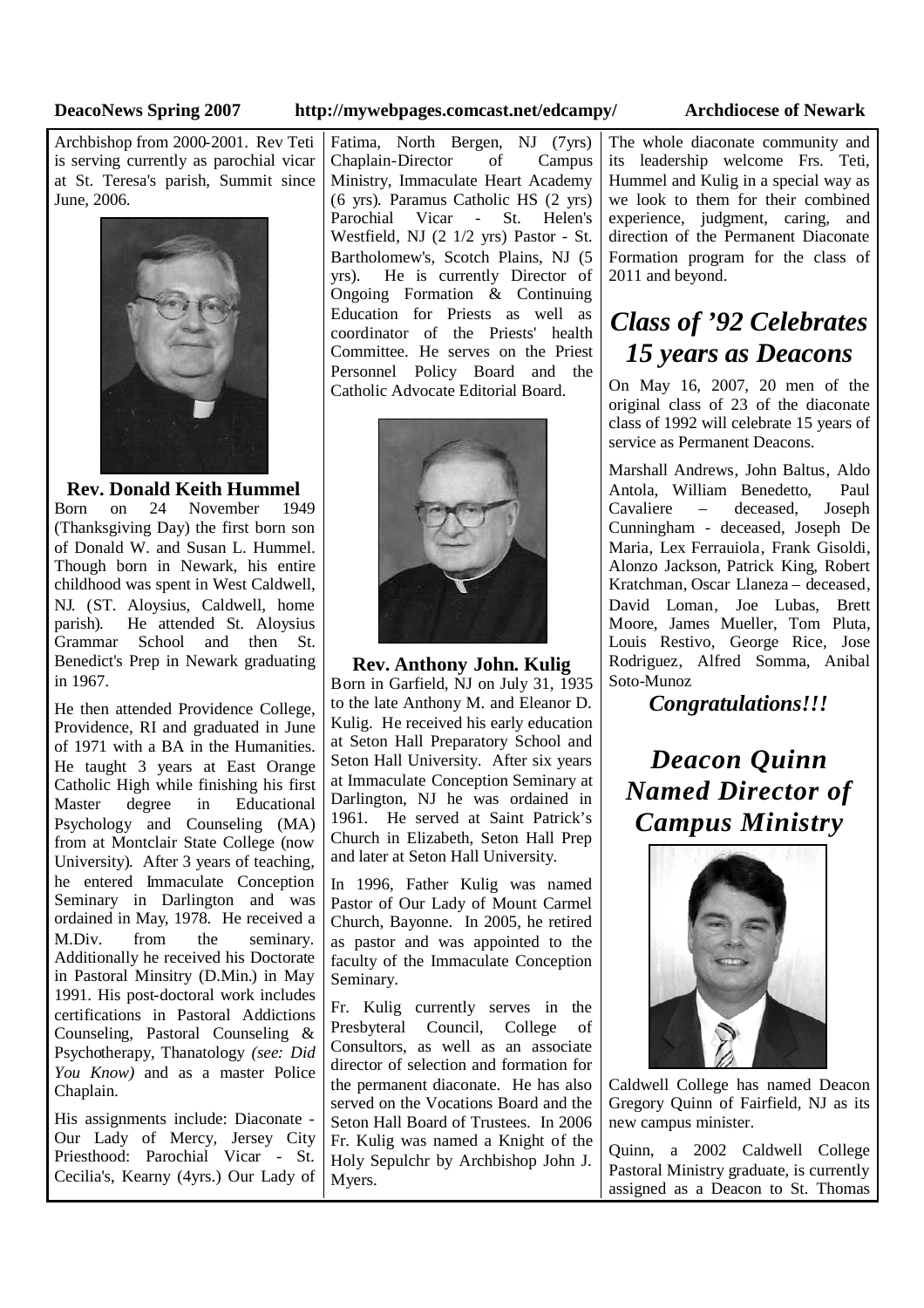Archbishop from 2000-2001. Rev Teti is serving currently as parochial vicar at St. Teresa's parish, Summit since June, 2006.

### Rev. Donald Keith Hummel

Born on 24 November 1949 (Thanksgiving Day) the first born son of Donald W. and Susan L. Hummel. Though born in Newark, his entire childhood was spent in West Caldwell, NJ. (ST. Aloysius, Caldwell, home parish). He attended St. Aloysius Grammar School and then St. Benedict's Prep in Newark graduating in 1967.

He then attended Providence College, Providence, RI and graduated in June of 1971 with a BA in the Humanities. He taught 3 years at East Orange Catholic High while finishing his first Master degree in Educational Psychology and Counseling (MA) from at Montclair State College (now University). After 3 years of teaching, he entered Immaculate Conception Seminary in Darlington and was ordained in May, 1978. He received a M.Div. from the seminary. Additionally he received his Doctorate in Pastoral Minsitry (D.Min.) in May 1991. His post-doctoral work includes certifications in Pastoral Addictions Counseling, Pastoral Counseling & Psychotherapy, Thanatology *(see: Did You Know)* and as a master Police Chaplain.

His assignments include: Diaconate - Our Lady of Mercy, Jersey City Priesthood: Parochial Vicar - St. Cecilia's, Kearny (4yrs.) Our Lady of Fatima, North Bergen, NJ (7yrs) Chaplain-Director of Campus Ministry, Immaculate Heart Academy (6 yrs). Paramus Catholic HS (2 yrs) Parochial Vicar - St. Helen's Westfield, NJ (2 1/2 yrs) Pastor - St. Bartholomew's, Scotch Plains, NJ (5 yrs). He is currently Director of Ongoing Formation & Continuing Education for Priests as well as coordinator of the Priests' health Committee. He serves on the Priest Personnel Policy Board and the Catholic Advocate Editorial Board.

### Rev. Anthony John. Kulig

Born in Garfield, NJ on July 31, 1935 to the late Anthony M. and Eleanor D. Kulig. He received his early education at Seton Hall Preparatory School and Seton Hall University. After six years at Immaculate Conception Seminary at Darlington, NJ he was ordained in 1961. He served at Saint Patrick's Church in Elizabeth, Seton Hall Prep and later at Seton Hall University.

In 1996, Father Kulig was named Pastor of Our Lady of Mount Carmel Church, Bayonne. In 2005, he retired as pastor and was appointed to the faculty of the Immaculate Conception Seminary.

Fr. Kulig currently serves in the Presbyteral Council, College of Consultors, as well as an associate director of selection and formation for the permanent diaconate. He has also served on the Vocations Board and the Seton Hall Board of Trustees. In 2006 Fr. Kulig was named a Knight of the Holy Sepulchr by Archbishop John J. Myers.

The whole diaconate community and its leadership welcome Frs. Teti, Hummel and Kulig in a special way as we look to them for their combined experience, judgment, caring, and direction of the Permanent Diaconate Formation program for the class of 2011 and beyond.

## *Class of '92 Celebrates 15 years as Deacons*

On May 16, 2007, 20 men of the original class of 23 of the diaconate class of 1992 will celebrate 15 years of service as Permanent Deacons.

Marshall Andrews, John Baltus, Aldo Antola, William Benedetto, Paul Cavaliere – deceased, Joseph Cunningham - deceased, Joseph De Maria, Lex Ferrauiola, Frank Gisoldi, Alonzo Jackson, Patrick King, Robert Kratchman, Oscar Llaneza – deceased, David Loman, Joe Lubas, Brett Moore, James Mueller, Tom Pluta, Louis Restivo, George Rice, Jose Rodriguez, Alfred Somma, Anibal Soto-Munoz

***Congratulations!!!***

## *Deacon Quinn Named Director of Campus Ministry*

Caldwell College has named Deacon Gregory Quinn of Fairfield, NJ as its new campus minister.

Quinn, a 2002 Caldwell College Pastoral Ministry graduate, is currently assigned as a Deacon to St. Thomas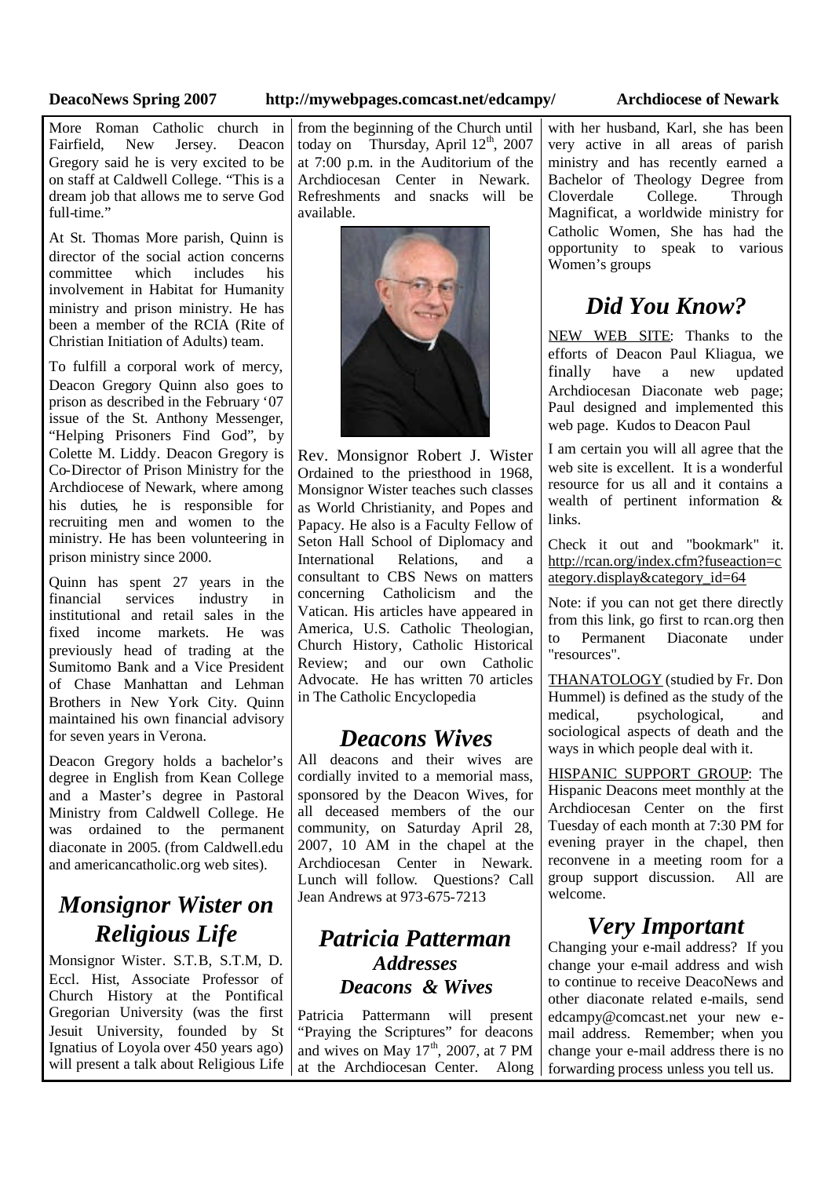More Roman Catholic church in Fairfield, New Jersey. Deacon Gregory said he is very excited to be on staff at Caldwell College. "This is a dream job that allows me to serve God full-time."

At St. Thomas More parish, Quinn is director of the social action concerns committee which includes his involvement in Habitat for Humanity ministry and prison ministry. He has been a member of the RCIA (Rite of Christian Initiation of Adults) team.

To fulfill a corporal work of mercy, Deacon Gregory Quinn also goes to prison as described in the February '07 issue of the St. Anthony Messenger, "Helping Prisoners Find God", by Colette M. Liddy. Deacon Gregory is Co-Director of Prison Ministry for the Archdiocese of Newark, where among his duties, he is responsible for recruiting men and women to the ministry. He has been volunteering in prison ministry since 2000.

Quinn has spent 27 years in the financial services industry in institutional and retail sales in the fixed income markets. He was previously head of trading at the Sumitomo Bank and a Vice President of Chase Manhattan and Lehman Brothers in New York City. Quinn maintained his own financial advisory for seven years in Verona.

Deacon Gregory holds a bachelor's degree in English from Kean College and a Master's degree in Pastoral Ministry from Caldwell College. He was ordained to the permanent diaconate in 2005. (from Caldwell.edu and americancatholic.org web sites).

## *Monsignor Wister on Religious Life*

Monsignor Wister. S.T.B, S.T.M, D. Eccl. Hist, Associate Professor of Church History at the Pontifical Gregorian University (was the first Jesuit University, founded by St Ignatius of Loyola over 450 years ago) will present a talk about Religious Life from the beginning of the Church until today on Thursday, April 12th, 2007 at 7:00 p.m. in the Auditorium of the Archdiocesan Center in Newark. Refreshments and snacks will be available.

Rev. Monsignor Robert J. Wister Ordained to the priesthood in 1968, Monsignor Wister teaches such classes as World Christianity, and Popes and Papacy. He also is a Faculty Fellow of Seton Hall School of Diplomacy and International Relations, and a consultant to CBS News on matters concerning Catholicism and the Vatican. His articles have appeared in America, U.S. Catholic Theologian, Church History, Catholic Historical Review; and our own Catholic Advocate. He has written 70 articles in The Catholic Encyclopedia

## *Deacons Wives*

All deacons and their wives are cordially invited to a memorial mass, sponsored by the Deacon Wives, for all deceased members of the our community, on Saturday April 28, 2007, 10 AM in the chapel at the Archdiocesan Center in Newark. Lunch will follow. Questions? Call Jean Andrews at 973-675-7213

## *Patricia Patterman Addresses Deacons & Wives*

Patricia Pattermann will present "Praying the Scriptures" for deacons and wives on May 17th, 2007, at 7 PM at the Archdiocesan Center. Along with her husband, Karl, she has been very active in all areas of parish ministry and has recently earned a Bachelor of Theology Degree from Cloverdale College. Through Magnificat, a worldwide ministry for Catholic Women, She has had the opportunity to speak to various Women's groups

## *Did You Know?*

NEW WEB SITE: Thanks to the efforts of Deacon Paul Kliagua, we finally have a new updated Archdiocesan Diaconate web page; Paul designed and implemented this web page. Kudos to Deacon Paul

I am certain you will all agree that the web site is excellent. It is a wonderful resource for us all and it contains a wealth of pertinent information & links.

Check it out and "bookmark" it. http://rcan.org/index.cfm?fuseaction=category.display&category_id=64

Note: if you can not get there directly from this link, go first to rcan.org then to Permanent Diaconate under "resources".

THANATOLOGY (studied by Fr. Don Hummel) is defined as the study of the medical, psychological, and sociological aspects of death and the ways in which people deal with it.

HISPANIC SUPPORT GROUP: The Hispanic Deacons meet monthly at the Archdiocesan Center on the first Tuesday of each month at 7:30 PM for evening prayer in the chapel, then reconvene in a meeting room for a group support discussion. All are welcome.

## *Very Important*

Changing your e-mail address? If you change your e-mail address and wish to continue to receive DeacoNews and other diaconate related e-mails, send edcampy@comcast.net your new e-mail address. Remember; when you change your e-mail address there is no forwarding process unless you tell us.